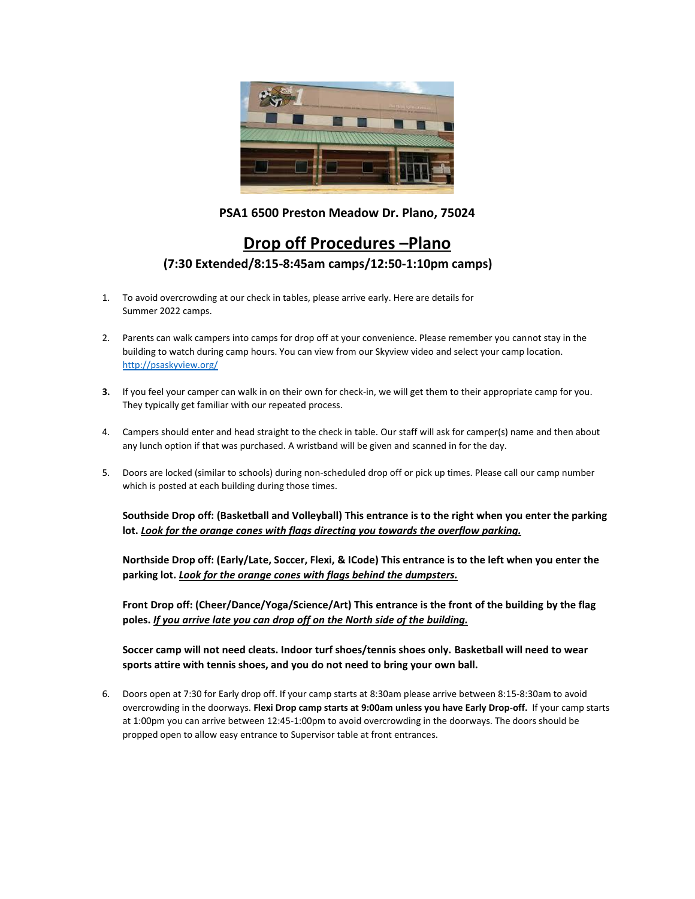**PSA1 6500 Preston Meadow Dr. Plano, 75024**

# Drop off Procedures –Plano

## (7:30 Extended/8:15-8:45am camps/12:50-1:10pm camps)

1. To avoid overcrowding at our check in tables, please arrive early. Here are details for Summer 2022 camps.

2. Parents can walk campers into camps for drop off at your convenience. Please remember you cannot stay in the building to watch during camp hours. You can view from our Skyview video and select your camp location. http://psaskyview.org/

3. If you feel your camper can walk in on their own for check-in, we will get them to their appropriate camp for you. They typically get familiar with our repeated process.

4. Campers should enter and head straight to the check in table. Our staff will ask for camper(s) name and then about any lunch option if that was purchased. A wristband will be given and scanned in for the day.

5. Doors are locked (similar to schools) during non-scheduled drop off or pick up times. Please call our camp number which is posted at each building during those times.

   **Southside Drop off: (Basketball and Volleyball) This entrance is to the right when you enter the parking lot. *Look for the orange cones with flags directing you towards the overflow parking.***

   **Northside Drop off: (Early/Late, Soccer, Flexi, & ICode) This entrance is to the left when you enter the parking lot. *Look for the orange cones with flags behind the dumpsters.***

   **Front Drop off: (Cheer/Dance/Yoga/Science/Art) This entrance is the front of the building by the flag poles. *If you arrive late you can drop off on the North side of the building.***

   **Soccer camp will not need cleats. Indoor turf shoes/tennis shoes only. Basketball will need to wear sports attire with tennis shoes, and you do not need to bring your own ball.**

6. Doors open at 7:30 for Early drop off. If your camp starts at 8:30am please arrive between 8:15-8:30am to avoid overcrowding in the doorways. **Flexi Drop camp starts at 9:00am unless you have Early Drop-off.** If your camp starts at 1:00pm you can arrive between 12:45-1:00pm to avoid overcrowding in the doorways. The doors should be propped open to allow easy entrance to Supervisor table at front entrances.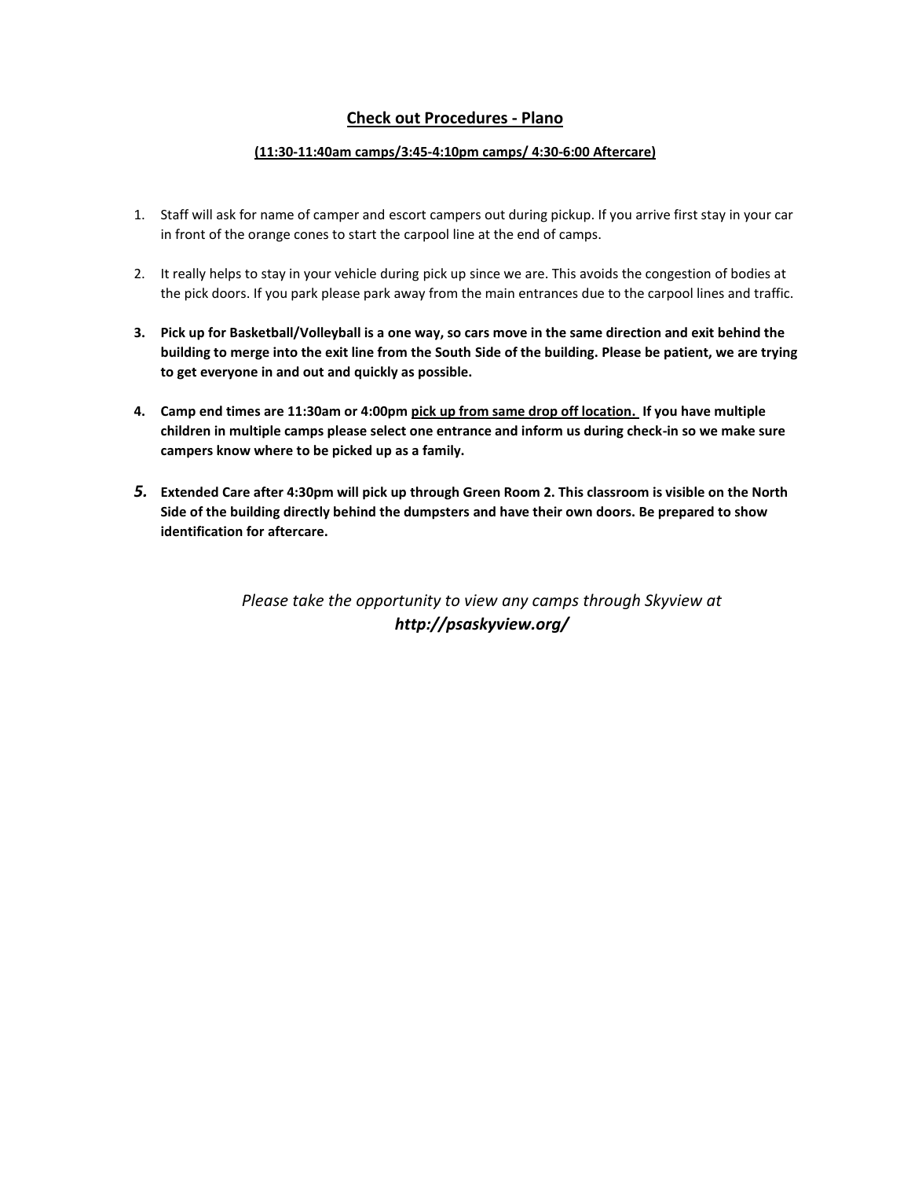# Check out Procedures - Plano

**(11:30-11:40am camps/3:45-4:10pm camps/ 4:30-6:00 Aftercare)**

1. Staff will ask for name of camper and escort campers out during pickup. If you arrive first stay in your car in front of the orange cones to start the carpool line at the end of camps.

2. It really helps to stay in your vehicle during pick up since we are. This avoids the congestion of bodies at the pick doors. If you park please park away from the main entrances due to the carpool lines and traffic.

3. **Pick up for Basketball/Volleyball is a one way, so cars move in the same direction and exit behind the building to merge into the exit line from the South Side of the building. Please be patient, we are trying to get everyone in and out and quickly as possible.**

4. **Camp end times are 11:30am or 4:00pm pick up from same drop off location. If you have multiple children in multiple camps please select one entrance and inform us during check-in so we make sure campers know where to be picked up as a family.**

5. **Extended Care after 4:30pm will pick up through Green Room 2. This classroom is visible on the North Side of the building directly behind the dumpsters and have their own doors. Be prepared to show identification for aftercare.**

*Please take the opportunity to view any camps through Skyview at* ***http://psaskyview.org/***